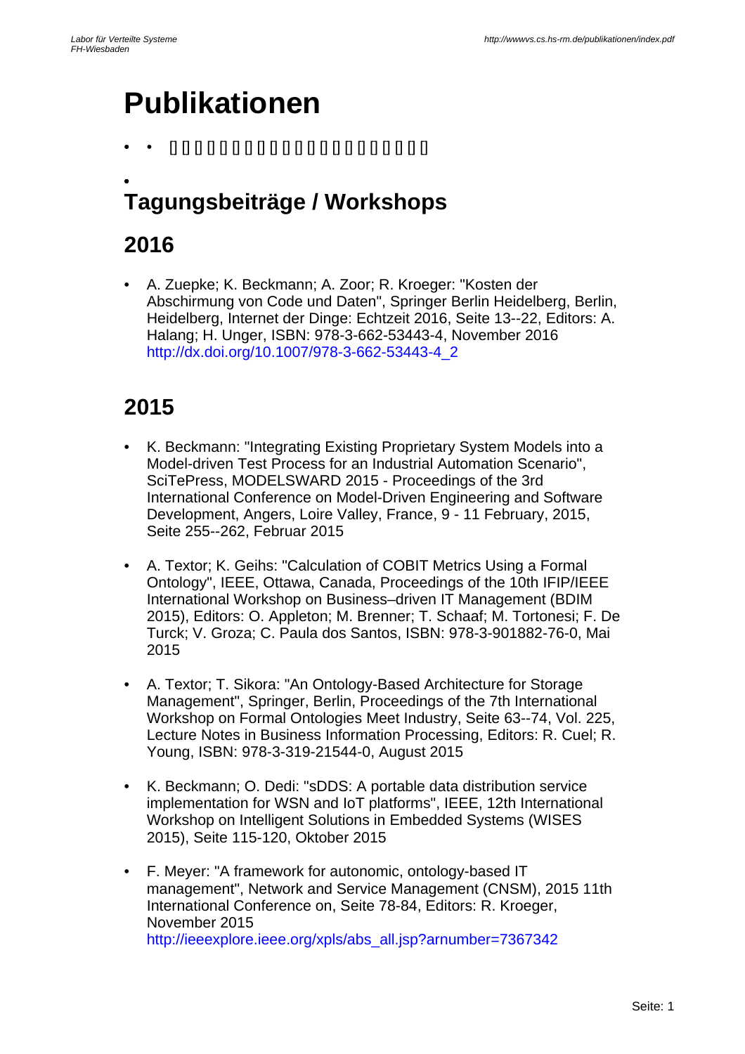# Publikationen

## Tagungsbeiträge / Workshops

## 2016

- A. Zuepke; K. Beckmann; A. Zoor; R. Kroeger: "Kosten der Abschirmung von Code und Daten", Springer Berlin Heidelberg, Berlin, Heidelberg, Internet der Dinge: Echtzeit 2016, Seite 13--22, Editors: A. Halang; H. Unger, ISBN: 978-3-662-53443-4, November 2016 http://dx.doi.org/10.1007/978-3-662-53443-4_2

## 2015

- K. Beckmann: "Integrating Existing Proprietary System Models into a Model-driven Test Process for an Industrial Automation Scenario", SciTePress, MODELSWARD 2015 - Proceedings of the 3rd International Conference on Model-Driven Engineering and Software Development, Angers, Loire Valley, France, 9 - 11 February, 2015, Seite 255--262, Februar 2015

- A. Textor; K. Geihs: "Calculation of COBIT Metrics Using a Formal Ontology", IEEE, Ottawa, Canada, Proceedings of the 10th IFIP/IEEE International Workshop on Business–driven IT Management (BDIM 2015), Editors: O. Appleton; M. Brenner; T. Schaaf; M. Tortonesi; F. De Turck; V. Groza; C. Paula dos Santos, ISBN: 978-3-901882-76-0, Mai 2015

- A. Textor; T. Sikora: "An Ontology-Based Architecture for Storage Management", Springer, Berlin, Proceedings of the 7th International Workshop on Formal Ontologies Meet Industry, Seite 63--74, Vol. 225, Lecture Notes in Business Information Processing, Editors: R. Cuel; R. Young, ISBN: 978-3-319-21544-0, August 2015

- K. Beckmann; O. Dedi: "sDDS: A portable data distribution service implementation for WSN and IoT platforms", IEEE, 12th International Workshop on Intelligent Solutions in Embedded Systems (WISES 2015), Seite 115-120, Oktober 2015

- F. Meyer: "A framework for autonomic, ontology-based IT management", Network and Service Management (CNSM), 2015 11th International Conference on, Seite 78-84, Editors: R. Kroeger, November 2015 http://ieeexplore.ieee.org/xpls/abs_all.jsp?arnumber=7367342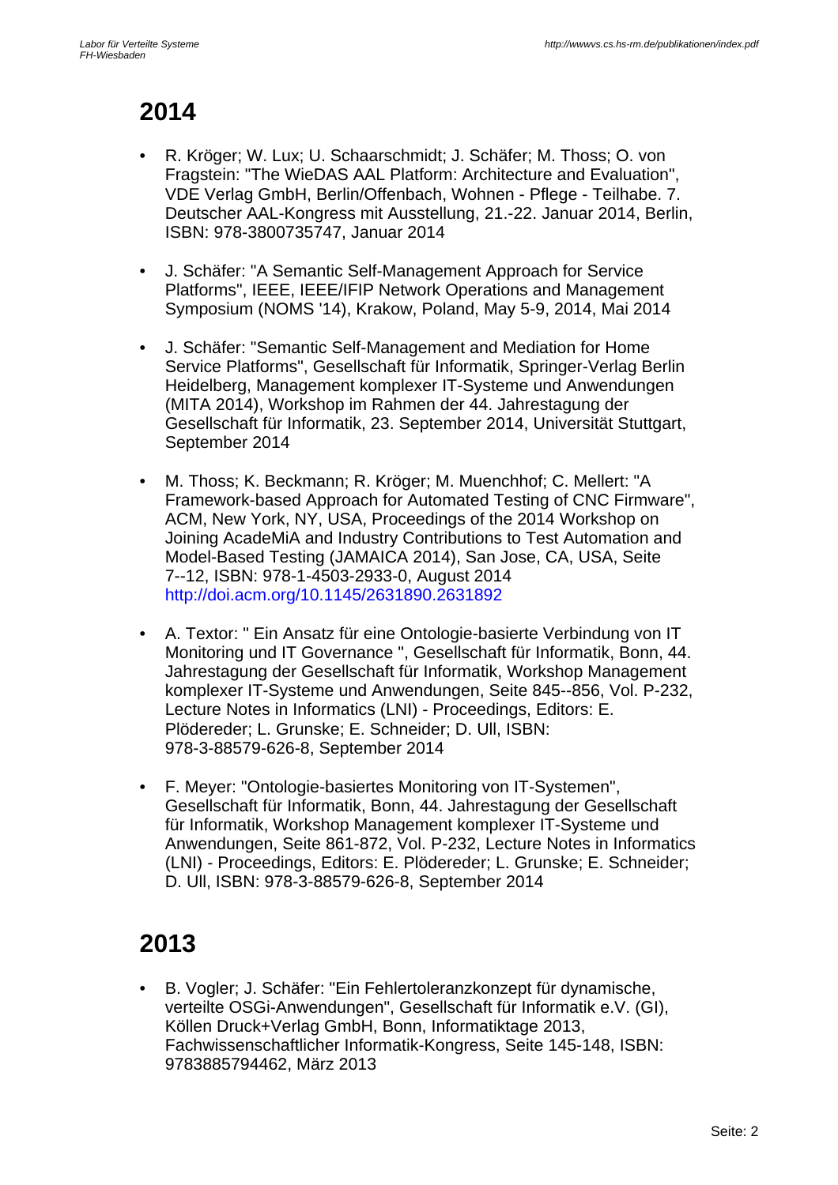## 2014

- R. Kröger; W. Lux; U. Schaarschmidt; J. Schäfer; M. Thoss; O. von Fragstein: "The WieDAS AAL Platform: Architecture and Evaluation", VDE Verlag GmbH, Berlin/Offenbach, Wohnen - Pflege - Teilhabe. 7. Deutscher AAL-Kongress mit Ausstellung, 21.-22. Januar 2014, Berlin, ISBN: 978-3800735747, Januar 2014

- J. Schäfer: "A Semantic Self-Management Approach for Service Platforms", IEEE, IEEE/IFIP Network Operations and Management Symposium (NOMS '14), Krakow, Poland, May 5-9, 2014, Mai 2014

- J. Schäfer: "Semantic Self-Management and Mediation for Home Service Platforms", Gesellschaft für Informatik, Springer-Verlag Berlin Heidelberg, Management komplexer IT-Systeme und Anwendungen (MITA 2014), Workshop im Rahmen der 44. Jahrestagung der Gesellschaft für Informatik, 23. September 2014, Universität Stuttgart, September 2014

- M. Thoss; K. Beckmann; R. Kröger; M. Muenchhof; C. Mellert: "A Framework-based Approach for Automated Testing of CNC Firmware", ACM, New York, NY, USA, Proceedings of the 2014 Workshop on Joining AcadeMiA and Industry Contributions to Test Automation and Model-Based Testing (JAMAICA 2014), San Jose, CA, USA, Seite 7--12, ISBN: 978-1-4503-2933-0, August 2014 http://doi.acm.org/10.1145/2631890.2631892

- A. Textor: " Ein Ansatz für eine Ontologie-basierte Verbindung von IT Monitoring und IT Governance ", Gesellschaft für Informatik, Bonn, 44. Jahrestagung der Gesellschaft für Informatik, Workshop Management komplexer IT-Systeme und Anwendungen, Seite 845--856, Vol. P-232, Lecture Notes in Informatics (LNI) - Proceedings, Editors: E. Plödereder; L. Grunske; E. Schneider; D. Ull, ISBN: 978-3-88579-626-8, September 2014

- F. Meyer: "Ontologie-basiertes Monitoring von IT-Systemen", Gesellschaft für Informatik, Bonn, 44. Jahrestagung der Gesellschaft für Informatik, Workshop Management komplexer IT-Systeme und Anwendungen, Seite 861-872, Vol. P-232, Lecture Notes in Informatics (LNI) - Proceedings, Editors: E. Plödereder; L. Grunske; E. Schneider; D. Ull, ISBN: 978-3-88579-626-8, September 2014

## 2013

- B. Vogler; J. Schäfer: "Ein Fehlertoleranzkonzept für dynamische, verteilte OSGi-Anwendungen", Gesellschaft für Informatik e.V. (GI), Köllen Druck+Verlag GmbH, Bonn, Informatiktage 2013, Fachwissenschaftlicher Informatik-Kongress, Seite 145-148, ISBN: 9783885794462, März 2013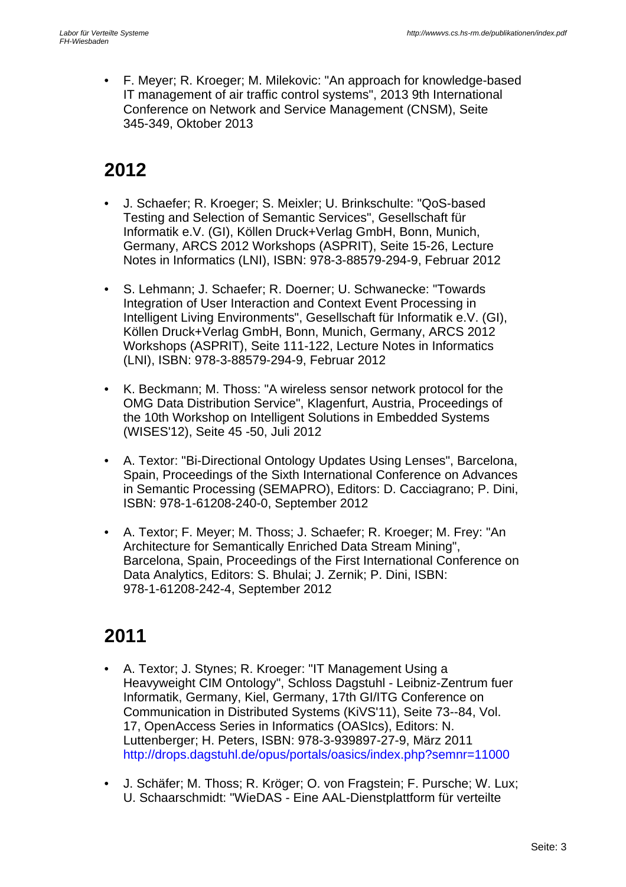- F. Meyer; R. Kroeger; M. Milekovic: "An approach for knowledge-based IT management of air traffic control systems", 2013 9th International Conference on Network and Service Management (CNSM), Seite 345-349, Oktober 2013

## 2012

- J. Schaefer; R. Kroeger; S. Meixler; U. Brinkschulte: "QoS-based Testing and Selection of Semantic Services", Gesellschaft für Informatik e.V. (GI), Köllen Druck+Verlag GmbH, Bonn, Munich, Germany, ARCS 2012 Workshops (ASPRIT), Seite 15-26, Lecture Notes in Informatics (LNI), ISBN: 978-3-88579-294-9, Februar 2012

- S. Lehmann; J. Schaefer; R. Doerner; U. Schwanecke: "Towards Integration of User Interaction and Context Event Processing in Intelligent Living Environments", Gesellschaft für Informatik e.V. (GI), Köllen Druck+Verlag GmbH, Bonn, Munich, Germany, ARCS 2012 Workshops (ASPRIT), Seite 111-122, Lecture Notes in Informatics (LNI), ISBN: 978-3-88579-294-9, Februar 2012

- K. Beckmann; M. Thoss: "A wireless sensor network protocol for the OMG Data Distribution Service", Klagenfurt, Austria, Proceedings of the 10th Workshop on Intelligent Solutions in Embedded Systems (WISES'12), Seite 45 -50, Juli 2012

- A. Textor: "Bi-Directional Ontology Updates Using Lenses", Barcelona, Spain, Proceedings of the Sixth International Conference on Advances in Semantic Processing (SEMAPRO), Editors: D. Cacciagrano; P. Dini, ISBN: 978-1-61208-240-0, September 2012

- A. Textor; F. Meyer; M. Thoss; J. Schaefer; R. Kroeger; M. Frey: "An Architecture for Semantically Enriched Data Stream Mining", Barcelona, Spain, Proceedings of the First International Conference on Data Analytics, Editors: S. Bhulai; J. Zernik; P. Dini, ISBN: 978-1-61208-242-4, September 2012

## 2011

- A. Textor; J. Stynes; R. Kroeger: "IT Management Using a Heavyweight CIM Ontology", Schloss Dagstuhl - Leibniz-Zentrum fuer Informatik, Germany, Kiel, Germany, 17th GI/ITG Conference on Communication in Distributed Systems (KiVS'11), Seite 73--84, Vol. 17, OpenAccess Series in Informatics (OASIcs), Editors: N. Luttenberger; H. Peters, ISBN: 978-3-939897-27-9, März 2011 http://drops.dagstuhl.de/opus/portals/oasics/index.php?semnr=11000

- J. Schäfer; M. Thoss; R. Kröger; O. von Fragstein; F. Pursche; W. Lux; U. Schaarschmidt: "WieDAS - Eine AAL-Dienstplattform für verteilte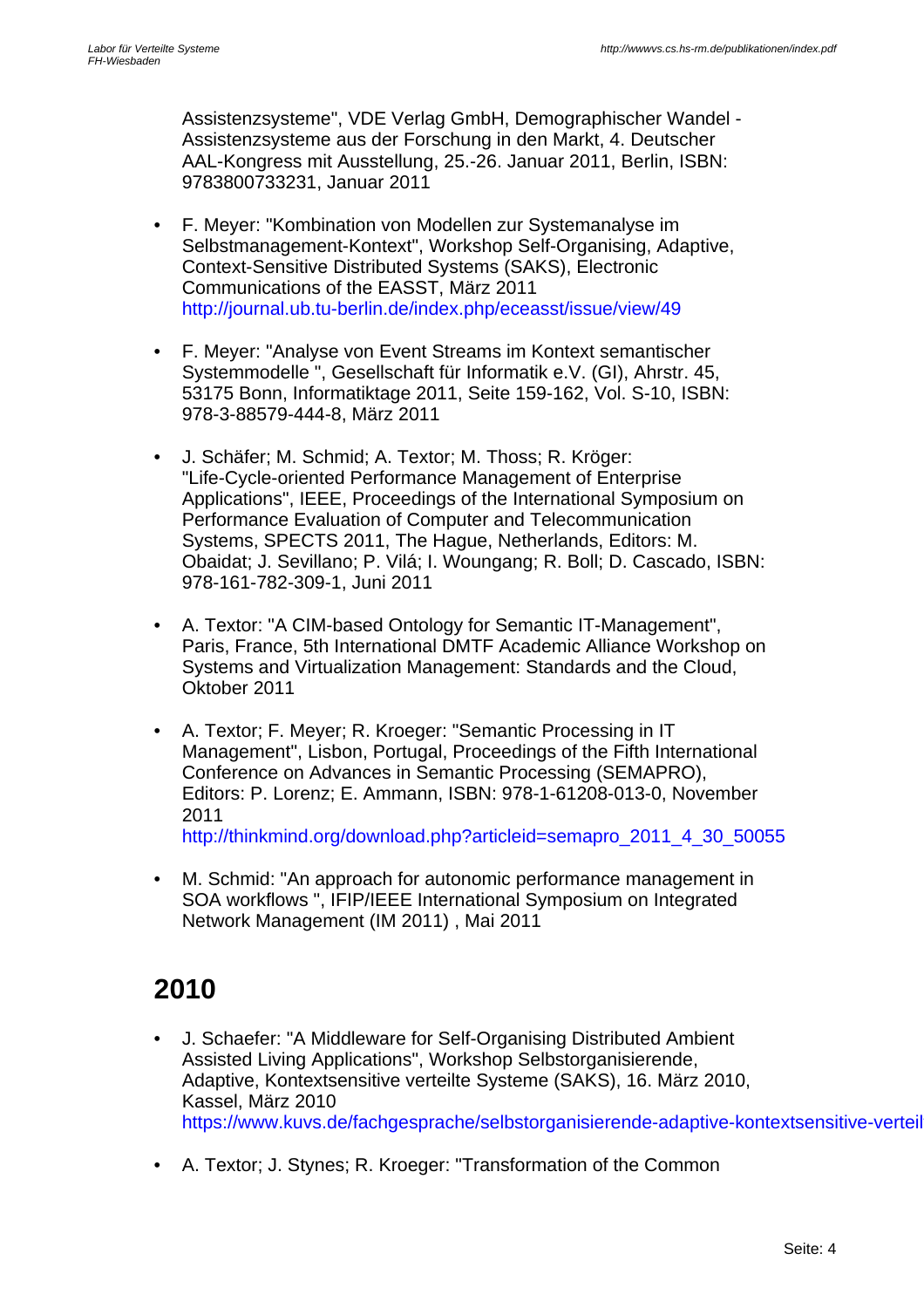Assistenzsysteme", VDE Verlag GmbH, Demographischer Wandel - Assistenzsysteme aus der Forschung in den Markt, 4. Deutscher AAL-Kongress mit Ausstellung, 25.-26. Januar 2011, Berlin, ISBN: 9783800733231, Januar 2011

- F. Meyer: "Kombination von Modellen zur Systemanalyse im Selbstmanagement-Kontext", Workshop Self-Organising, Adaptive, Context-Sensitive Distributed Systems (SAKS), Electronic Communications of the EASST, März 2011
  http://journal.ub.tu-berlin.de/index.php/eceasst/issue/view/49

- F. Meyer: "Analyse von Event Streams im Kontext semantischer Systemmodelle ", Gesellschaft für Informatik e.V. (GI), Ahrstr. 45, 53175 Bonn, Informatiktage 2011, Seite 159-162, Vol. S-10, ISBN: 978-3-88579-444-8, März 2011

- J. Schäfer; M. Schmid; A. Textor; M. Thoss; R. Kröger: "Life-Cycle-oriented Performance Management of Enterprise Applications", IEEE, Proceedings of the International Symposium on Performance Evaluation of Computer and Telecommunication Systems, SPECTS 2011, The Hague, Netherlands, Editors: M. Obaidat; J. Sevillano; P. Vilá; I. Woungang; R. Boll; D. Cascado, ISBN: 978-161-782-309-1, Juni 2011

- A. Textor: "A CIM-based Ontology for Semantic IT-Management", Paris, France, 5th International DMTF Academic Alliance Workshop on Systems and Virtualization Management: Standards and the Cloud, Oktober 2011

- A. Textor; F. Meyer; R. Kroeger: "Semantic Processing in IT Management", Lisbon, Portugal, Proceedings of the Fifth International Conference on Advances in Semantic Processing (SEMAPRO), Editors: P. Lorenz; E. Ammann, ISBN: 978-1-61208-013-0, November 2011
  http://thinkmind.org/download.php?articleid=semapro_2011_4_30_50055

- M. Schmid: "An approach for autonomic performance management in SOA workflows ", IFIP/IEEE International Symposium on Integrated Network Management (IM 2011) , Mai 2011

## 2010

- J. Schaefer: "A Middleware for Self-Organising Distributed Ambient Assisted Living Applications", Workshop Selbstorganisierende, Adaptive, Kontextsensitive verteilte Systeme (SAKS), 16. März 2010, Kassel, März 2010
  https://www.kuvs.de/fachgesprache/selbstorganisierende-adaptive-kontextsensitive-verteil

- A. Textor; J. Stynes; R. Kroeger: "Transformation of the Common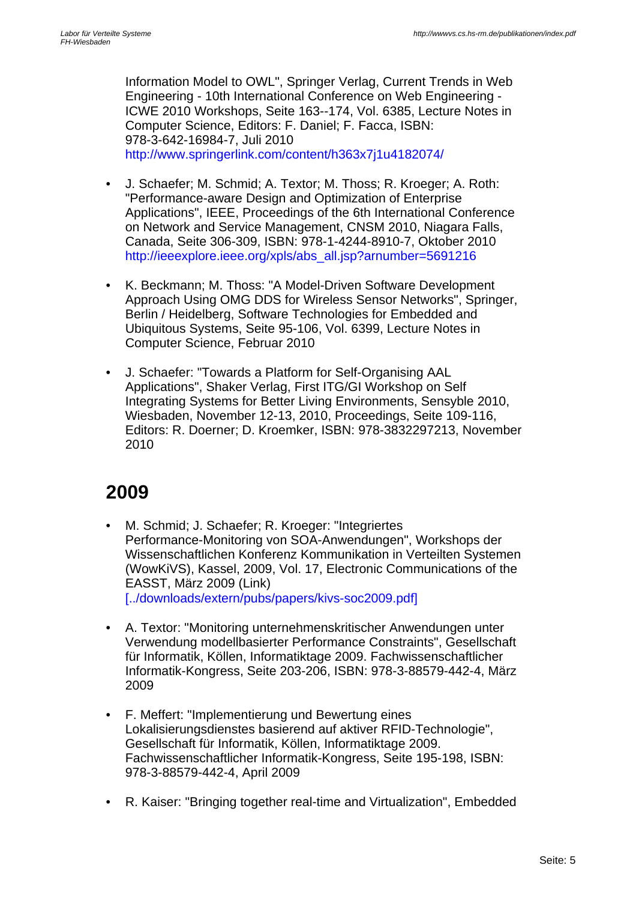Information Model to OWL", Springer Verlag, Current Trends in Web Engineering - 10th International Conference on Web Engineering - ICWE 2010 Workshops, Seite 163--174, Vol. 6385, Lecture Notes in Computer Science, Editors: F. Daniel; F. Facca, ISBN: 978-3-642-16984-7, Juli 2010
http://www.springerlink.com/content/h363x7j1u4182074/

- J. Schaefer; M. Schmid; A. Textor; M. Thoss; R. Kroeger; A. Roth: "Performance-aware Design and Optimization of Enterprise Applications", IEEE, Proceedings of the 6th International Conference on Network and Service Management, CNSM 2010, Niagara Falls, Canada, Seite 306-309, ISBN: 978-1-4244-8910-7, Oktober 2010
http://ieeexplore.ieee.org/xpls/abs_all.jsp?arnumber=5691216

- K. Beckmann; M. Thoss: "A Model-Driven Software Development Approach Using OMG DDS for Wireless Sensor Networks", Springer, Berlin / Heidelberg, Software Technologies for Embedded and Ubiquitous Systems, Seite 95-106, Vol. 6399, Lecture Notes in Computer Science, Februar 2010

- J. Schaefer: "Towards a Platform for Self-Organising AAL Applications", Shaker Verlag, First ITG/GI Workshop on Self Integrating Systems for Better Living Environments, Sensyble 2010, Wiesbaden, November 12-13, 2010, Proceedings, Seite 109-116, Editors: R. Doerner; D. Kroemker, ISBN: 978-3832297213, November 2010

## 2009

- M. Schmid; J. Schaefer; R. Kroeger: "Integriertes Performance-Monitoring von SOA-Anwendungen", Workshops der Wissenschaftlichen Konferenz Kommunikation in Verteilten Systemen (WowKiVS), Kassel, 2009, Vol. 17, Electronic Communications of the EASST, März 2009 (Link)
[../downloads/extern/pubs/papers/kivs-soc2009.pdf]

- A. Textor: "Monitoring unternehmenskritischer Anwendungen unter Verwendung modellbasierter Performance Constraints", Gesellschaft für Informatik, Köllen, Informatiktage 2009. Fachwissenschaftlicher Informatik-Kongress, Seite 203-206, ISBN: 978-3-88579-442-4, März 2009

- F. Meffert: "Implementierung und Bewertung eines Lokalisierungsdienstes basierend auf aktiver RFID-Technologie", Gesellschaft für Informatik, Köllen, Informatiktage 2009. Fachwissenschaftlicher Informatik-Kongress, Seite 195-198, ISBN: 978-3-88579-442-4, April 2009

- R. Kaiser: "Bringing together real-time and Virtualization", Embedded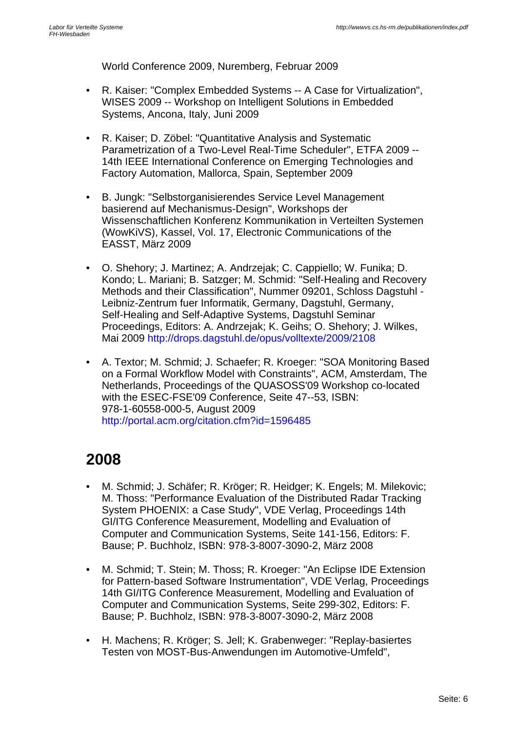World Conference 2009, Nuremberg, Februar 2009

- R. Kaiser: "Complex Embedded Systems -- A Case for Virtualization", WISES 2009 -- Workshop on Intelligent Solutions in Embedded Systems, Ancona, Italy, Juni 2009

- R. Kaiser; D. Zöbel: "Quantitative Analysis and Systematic Parametrization of a Two-Level Real-Time Scheduler", ETFA 2009 -- 14th IEEE International Conference on Emerging Technologies and Factory Automation, Mallorca, Spain, September 2009

- B. Jungk: "Selbstorganisierendes Service Level Management basierend auf Mechanismus-Design", Workshops der Wissenschaftlichen Konferenz Kommunikation in Verteilten Systemen (WowKiVS), Kassel, Vol. 17, Electronic Communications of the EASST, März 2009

- O. Shehory; J. Martinez; A. Andrzejak; C. Cappiello; W. Funika; D. Kondo; L. Mariani; B. Satzger; M. Schmid: "Self-Healing and Recovery Methods and their Classification", Nummer 09201, Schloss Dagstuhl - Leibniz-Zentrum fuer Informatik, Germany, Dagstuhl, Germany, Self-Healing and Self-Adaptive Systems, Dagstuhl Seminar Proceedings, Editors: A. Andrzejak; K. Geihs; O. Shehory; J. Wilkes, Mai 2009 http://drops.dagstuhl.de/opus/volltexte/2009/2108

- A. Textor; M. Schmid; J. Schaefer; R. Kroeger: "SOA Monitoring Based on a Formal Workflow Model with Constraints", ACM, Amsterdam, The Netherlands, Proceedings of the QUASOSS'09 Workshop co-located with the ESEC-FSE'09 Conference, Seite 47--53, ISBN: 978-1-60558-000-5, August 2009 http://portal.acm.org/citation.cfm?id=1596485

## 2008

- M. Schmid; J. Schäfer; R. Kröger; R. Heidger; K. Engels; M. Milekovic; M. Thoss: "Performance Evaluation of the Distributed Radar Tracking System PHOENIX: a Case Study", VDE Verlag, Proceedings 14th GI/ITG Conference Measurement, Modelling and Evaluation of Computer and Communication Systems, Seite 141-156, Editors: F. Bause; P. Buchholz, ISBN: 978-3-8007-3090-2, März 2008

- M. Schmid; T. Stein; M. Thoss; R. Kroeger: "An Eclipse IDE Extension for Pattern-based Software Instrumentation", VDE Verlag, Proceedings 14th GI/ITG Conference Measurement, Modelling and Evaluation of Computer and Communication Systems, Seite 299-302, Editors: F. Bause; P. Buchholz, ISBN: 978-3-8007-3090-2, März 2008

- H. Machens; R. Kröger; S. Jell; K. Grabenweger: "Replay-basiertes Testen von MOST-Bus-Anwendungen im Automotive-Umfeld",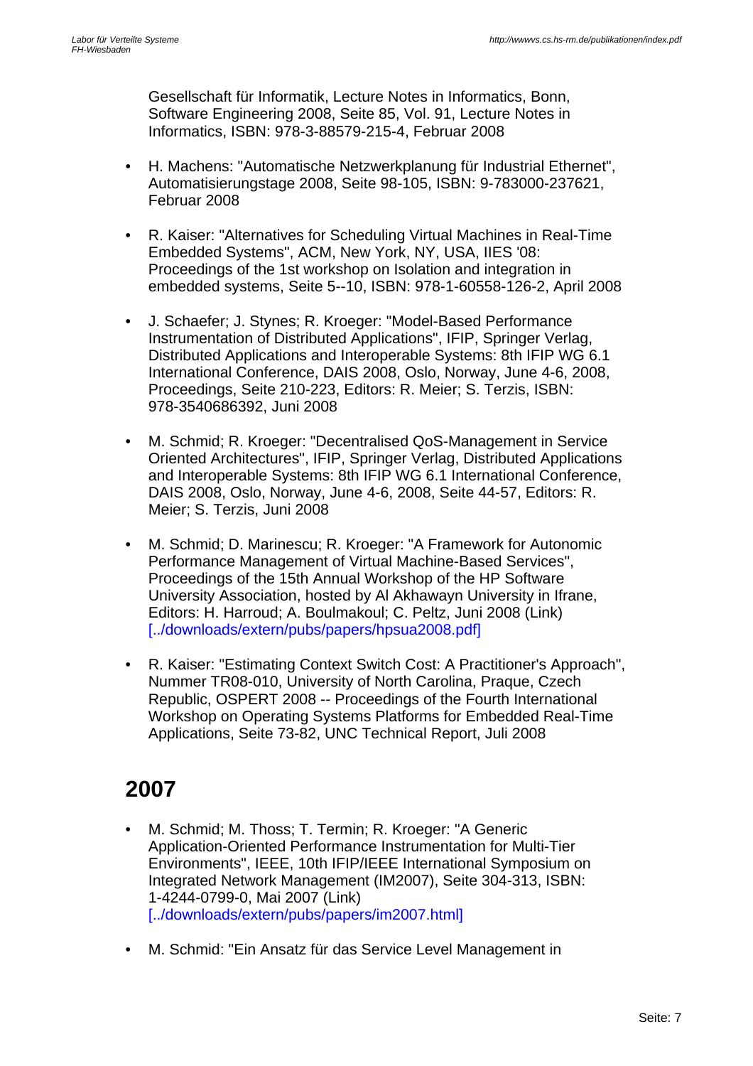Gesellschaft für Informatik, Lecture Notes in Informatics, Bonn, Software Engineering 2008, Seite 85, Vol. 91, Lecture Notes in Informatics, ISBN: 978-3-88579-215-4, Februar 2008

- H. Machens: "Automatische Netzwerkplanung für Industrial Ethernet", Automatisierungstage 2008, Seite 98-105, ISBN: 9-783000-237621, Februar 2008

- R. Kaiser: "Alternatives for Scheduling Virtual Machines in Real-Time Embedded Systems", ACM, New York, NY, USA, IIES '08: Proceedings of the 1st workshop on Isolation and integration in embedded systems, Seite 5--10, ISBN: 978-1-60558-126-2, April 2008

- J. Schaefer; J. Stynes; R. Kroeger: "Model-Based Performance Instrumentation of Distributed Applications", IFIP, Springer Verlag, Distributed Applications and Interoperable Systems: 8th IFIP WG 6.1 International Conference, DAIS 2008, Oslo, Norway, June 4-6, 2008, Proceedings, Seite 210-223, Editors: R. Meier; S. Terzis, ISBN: 978-3540686392, Juni 2008

- M. Schmid; R. Kroeger: "Decentralised QoS-Management in Service Oriented Architectures", IFIP, Springer Verlag, Distributed Applications and Interoperable Systems: 8th IFIP WG 6.1 International Conference, DAIS 2008, Oslo, Norway, June 4-6, 2008, Seite 44-57, Editors: R. Meier; S. Terzis, Juni 2008

- M. Schmid; D. Marinescu; R. Kroeger: "A Framework for Autonomic Performance Management of Virtual Machine-Based Services", Proceedings of the 15th Annual Workshop of the HP Software University Association, hosted by Al Akhawayn University in Ifrane, Editors: H. Harroud; A. Boulmakoul; C. Peltz, Juni 2008 (Link) [../downloads/extern/pubs/papers/hpsua2008.pdf]

- R. Kaiser: "Estimating Context Switch Cost: A Practitioner's Approach", Nummer TR08-010, University of North Carolina, Praque, Czech Republic, OSPERT 2008 -- Proceedings of the Fourth International Workshop on Operating Systems Platforms for Embedded Real-Time Applications, Seite 73-82, UNC Technical Report, Juli 2008

## 2007

- M. Schmid; M. Thoss; T. Termin; R. Kroeger: "A Generic Application-Oriented Performance Instrumentation for Multi-Tier Environments", IEEE, 10th IFIP/IEEE International Symposium on Integrated Network Management (IM2007), Seite 304-313, ISBN: 1-4244-0799-0, Mai 2007 (Link) [../downloads/extern/pubs/papers/im2007.html]

- M. Schmid: "Ein Ansatz für das Service Level Management in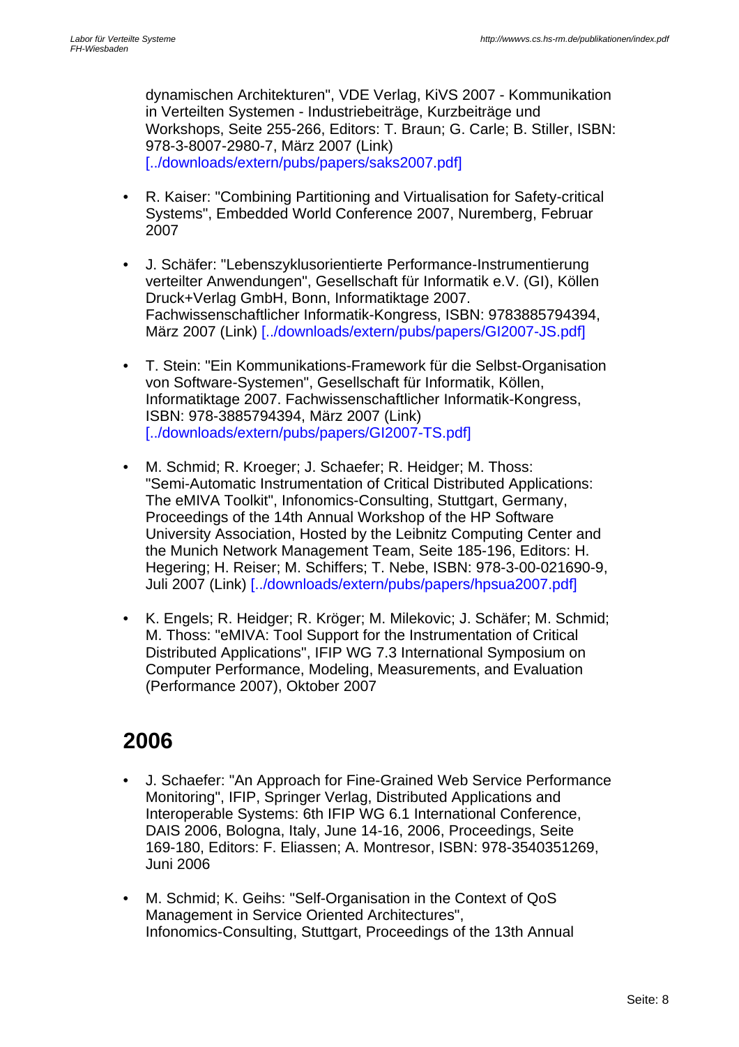dynamischen Architekturen", VDE Verlag, KiVS 2007 - Kommunikation in Verteilten Systemen - Industriebeiträge, Kurzbeiträge und Workshops, Seite 255-266, Editors: T. Braun; G. Carle; B. Stiller, ISBN: 978-3-8007-2980-7, März 2007 (Link) [../downloads/extern/pubs/papers/saks2007.pdf]

- R. Kaiser: "Combining Partitioning and Virtualisation for Safety-critical Systems", Embedded World Conference 2007, Nuremberg, Februar 2007

- J. Schäfer: "Lebenszyklusorientierte Performance-Instrumentierung verteilter Anwendungen", Gesellschaft für Informatik e.V. (GI), Köllen Druck+Verlag GmbH, Bonn, Informatiktage 2007. Fachwissenschaftlicher Informatik-Kongress, ISBN: 9783885794394, März 2007 (Link) [../downloads/extern/pubs/papers/GI2007-JS.pdf]

- T. Stein: "Ein Kommunikations-Framework für die Selbst-Organisation von Software-Systemen", Gesellschaft für Informatik, Köllen, Informatiktage 2007. Fachwissenschaftlicher Informatik-Kongress, ISBN: 978-3885794394, März 2007 (Link) [../downloads/extern/pubs/papers/GI2007-TS.pdf]

- M. Schmid; R. Kroeger; J. Schaefer; R. Heidger; M. Thoss: "Semi-Automatic Instrumentation of Critical Distributed Applications: The eMIVA Toolkit", Infonomics-Consulting, Stuttgart, Germany, Proceedings of the 14th Annual Workshop of the HP Software University Association, Hosted by the Leibnitz Computing Center and the Munich Network Management Team, Seite 185-196, Editors: H. Hegering; H. Reiser; M. Schiffers; T. Nebe, ISBN: 978-3-00-021690-9, Juli 2007 (Link) [../downloads/extern/pubs/papers/hpsua2007.pdf]

- K. Engels; R. Heidger; R. Kröger; M. Milekovic; J. Schäfer; M. Schmid; M. Thoss: "eMIVA: Tool Support for the Instrumentation of Critical Distributed Applications", IFIP WG 7.3 International Symposium on Computer Performance, Modeling, Measurements, and Evaluation (Performance 2007), Oktober 2007

## 2006

- J. Schaefer: "An Approach for Fine-Grained Web Service Performance Monitoring", IFIP, Springer Verlag, Distributed Applications and Interoperable Systems: 6th IFIP WG 6.1 International Conference, DAIS 2006, Bologna, Italy, June 14-16, 2006, Proceedings, Seite 169-180, Editors: F. Eliassen; A. Montresor, ISBN: 978-3540351269, Juni 2006

- M. Schmid; K. Geihs: "Self-Organisation in the Context of QoS Management in Service Oriented Architectures", Infonomics-Consulting, Stuttgart, Proceedings of the 13th Annual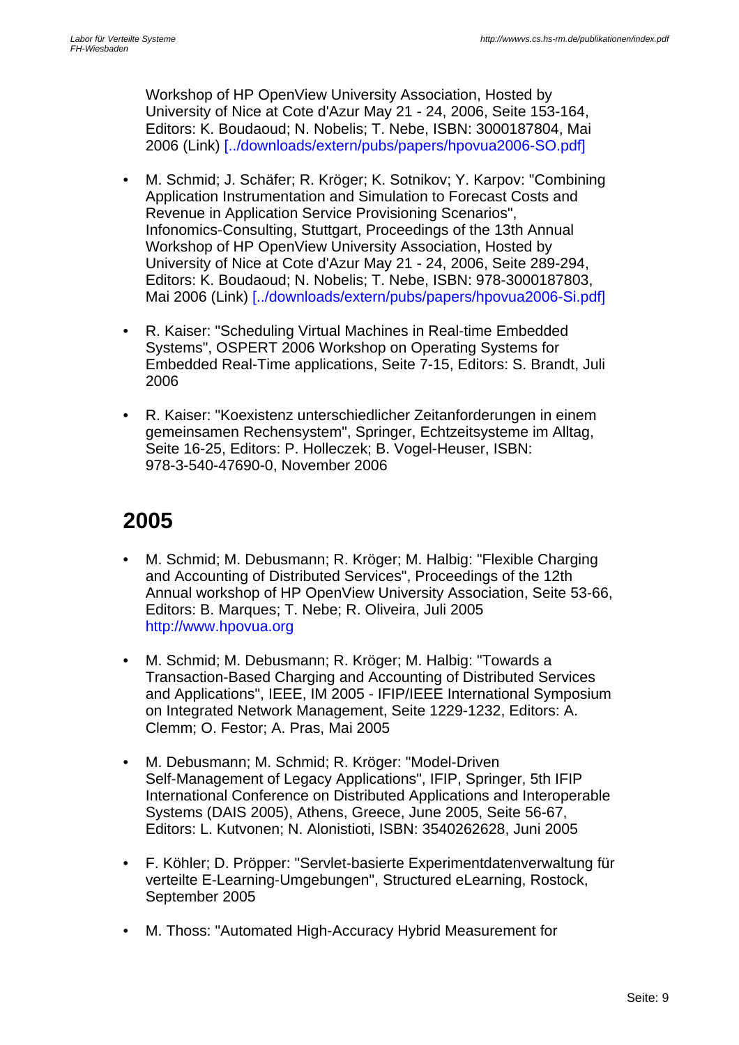Workshop of HP OpenView University Association, Hosted by University of Nice at Cote d'Azur May 21 - 24, 2006, Seite 153-164, Editors: K. Boudaoud; N. Nobelis; T. Nebe, ISBN: 3000187804, Mai 2006 (Link) [../downloads/extern/pubs/papers/hpovua2006-SO.pdf]

- M. Schmid; J. Schäfer; R. Kröger; K. Sotnikov; Y. Karpov: "Combining Application Instrumentation and Simulation to Forecast Costs and Revenue in Application Service Provisioning Scenarios", Infonomics-Consulting, Stuttgart, Proceedings of the 13th Annual Workshop of HP OpenView University Association, Hosted by University of Nice at Cote d'Azur May 21 - 24, 2006, Seite 289-294, Editors: K. Boudaoud; N. Nobelis; T. Nebe, ISBN: 978-3000187803, Mai 2006 (Link) [../downloads/extern/pubs/papers/hpovua2006-Si.pdf]

- R. Kaiser: "Scheduling Virtual Machines in Real-time Embedded Systems", OSPERT 2006 Workshop on Operating Systems for Embedded Real-Time applications, Seite 7-15, Editors: S. Brandt, Juli 2006

- R. Kaiser: "Koexistenz unterschiedlicher Zeitanforderungen in einem gemeinsamen Rechensystem", Springer, Echtzeitsysteme im Alltag, Seite 16-25, Editors: P. Holleczek; B. Vogel-Heuser, ISBN: 978-3-540-47690-0, November 2006

## 2005

- M. Schmid; M. Debusmann; R. Kröger; M. Halbig: "Flexible Charging and Accounting of Distributed Services", Proceedings of the 12th Annual workshop of HP OpenView University Association, Seite 53-66, Editors: B. Marques; T. Nebe; R. Oliveira, Juli 2005 http://www.hpovua.org

- M. Schmid; M. Debusmann; R. Kröger; M. Halbig: "Towards a Transaction-Based Charging and Accounting of Distributed Services and Applications", IEEE, IM 2005 - IFIP/IEEE International Symposium on Integrated Network Management, Seite 1229-1232, Editors: A. Clemm; O. Festor; A. Pras, Mai 2005

- M. Debusmann; M. Schmid; R. Kröger: "Model-Driven Self-Management of Legacy Applications", IFIP, Springer, 5th IFIP International Conference on Distributed Applications and Interoperable Systems (DAIS 2005), Athens, Greece, June 2005, Seite 56-67, Editors: L. Kutvonen; N. Alonistioti, ISBN: 3540262628, Juni 2005

- F. Köhler; D. Pröpper: "Servlet-basierte Experimentdatenverwaltung für verteilte E-Learning-Umgebungen", Structured eLearning, Rostock, September 2005

- M. Thoss: "Automated High-Accuracy Hybrid Measurement for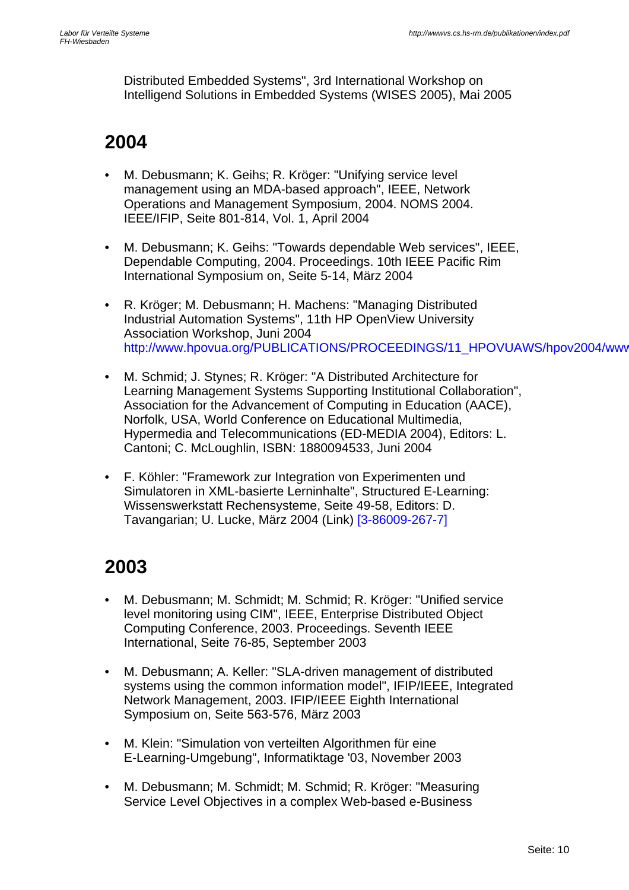Distributed Embedded Systems", 3rd International Workshop on Intelligend Solutions in Embedded Systems (WISES 2005), Mai 2005

## 2004

- M. Debusmann; K. Geihs; R. Kröger: "Unifying service level management using an MDA-based approach", IEEE, Network Operations and Management Symposium, 2004. NOMS 2004. IEEE/IFIP, Seite 801-814, Vol. 1, April 2004

- M. Debusmann; K. Geihs: "Towards dependable Web services", IEEE, Dependable Computing, 2004. Proceedings. 10th IEEE Pacific Rim International Symposium on, Seite 5-14, März 2004

- R. Kröger; M. Debusmann; H. Machens: "Managing Distributed Industrial Automation Systems", 11th HP OpenView University Association Workshop, Juni 2004 http://www.hpovua.org/PUBLICATIONS/PROCEEDINGS/11_HPOVUAWS/hpov2004/www

- M. Schmid; J. Stynes; R. Kröger: "A Distributed Architecture for Learning Management Systems Supporting Institutional Collaboration", Association for the Advancement of Computing in Education (AACE), Norfolk, USA, World Conference on Educational Multimedia, Hypermedia and Telecommunications (ED-MEDIA 2004), Editors: L. Cantoni; C. McLoughlin, ISBN: 1880094533, Juni 2004

- F. Köhler: "Framework zur Integration von Experimenten und Simulatoren in XML-basierte Lerninhalte", Structured E-Learning: Wissenswerkstatt Rechensysteme, Seite 49-58, Editors: D. Tavangarian; U. Lucke, März 2004 (Link) [3-86009-267-7]

## 2003

- M. Debusmann; M. Schmidt; M. Schmid; R. Kröger: "Unified service level monitoring using CIM", IEEE, Enterprise Distributed Object Computing Conference, 2003. Proceedings. Seventh IEEE International, Seite 76-85, September 2003

- M. Debusmann; A. Keller: "SLA-driven management of distributed systems using the common information model", IFIP/IEEE, Integrated Network Management, 2003. IFIP/IEEE Eighth International Symposium on, Seite 563-576, März 2003

- M. Klein: "Simulation von verteilten Algorithmen für eine E-Learning-Umgebung", Informatiktage '03, November 2003

- M. Debusmann; M. Schmidt; M. Schmid; R. Kröger: "Measuring Service Level Objectives in a complex Web-based e-Business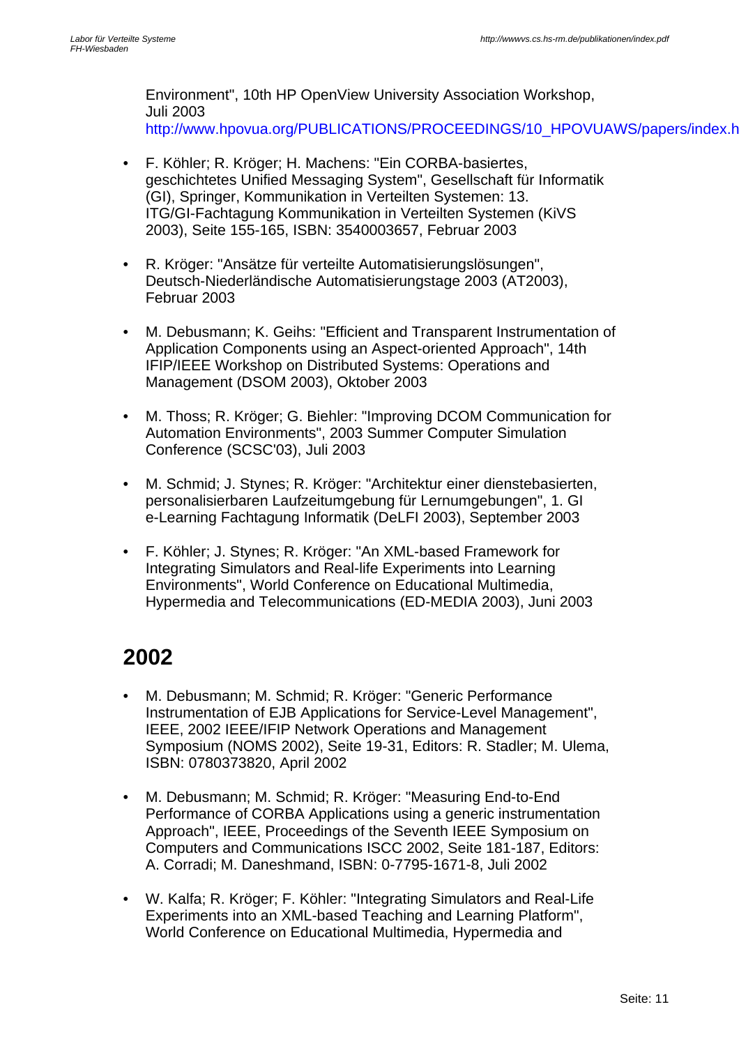Environment", 10th HP OpenView University Association Workshop, Juli 2003
http://www.hpovua.org/PUBLICATIONS/PROCEEDINGS/10_HPOVUAWS/papers/index.h

- F. Köhler; R. Kröger; H. Machens: "Ein CORBA-basiertes, geschichtetes Unified Messaging System", Gesellschaft für Informatik (GI), Springer, Kommunikation in Verteilten Systemen: 13. ITG/GI-Fachtagung Kommunikation in Verteilten Systemen (KiVS 2003), Seite 155-165, ISBN: 3540003657, Februar 2003

- R. Kröger: "Ansätze für verteilte Automatisierungslösungen", Deutsch-Niederländische Automatisierungstage 2003 (AT2003), Februar 2003

- M. Debusmann; K. Geihs: "Efficient and Transparent Instrumentation of Application Components using an Aspect-oriented Approach", 14th IFIP/IEEE Workshop on Distributed Systems: Operations and Management (DSOM 2003), Oktober 2003

- M. Thoss; R. Kröger; G. Biehler: "Improving DCOM Communication for Automation Environments", 2003 Summer Computer Simulation Conference (SCSC'03), Juli 2003

- M. Schmid; J. Stynes; R. Kröger: "Architektur einer dienstebasierten, personalisierbaren Laufzeitumgebung für Lernumgebungen", 1. GI e-Learning Fachtagung Informatik (DeLFI 2003), September 2003

- F. Köhler; J. Stynes; R. Kröger: "An XML-based Framework for Integrating Simulators and Real-life Experiments into Learning Environments", World Conference on Educational Multimedia, Hypermedia and Telecommunications (ED-MEDIA 2003), Juni 2003

## 2002

- M. Debusmann; M. Schmid; R. Kröger: "Generic Performance Instrumentation of EJB Applications for Service-Level Management", IEEE, 2002 IEEE/IFIP Network Operations and Management Symposium (NOMS 2002), Seite 19-31, Editors: R. Stadler; M. Ulema, ISBN: 0780373820, April 2002

- M. Debusmann; M. Schmid; R. Kröger: "Measuring End-to-End Performance of CORBA Applications using a generic instrumentation Approach", IEEE, Proceedings of the Seventh IEEE Symposium on Computers and Communications ISCC 2002, Seite 181-187, Editors: A. Corradi; M. Daneshmand, ISBN: 0-7795-1671-8, Juli 2002

- W. Kalfa; R. Kröger; F. Köhler: "Integrating Simulators and Real-Life Experiments into an XML-based Teaching and Learning Platform", World Conference on Educational Multimedia, Hypermedia and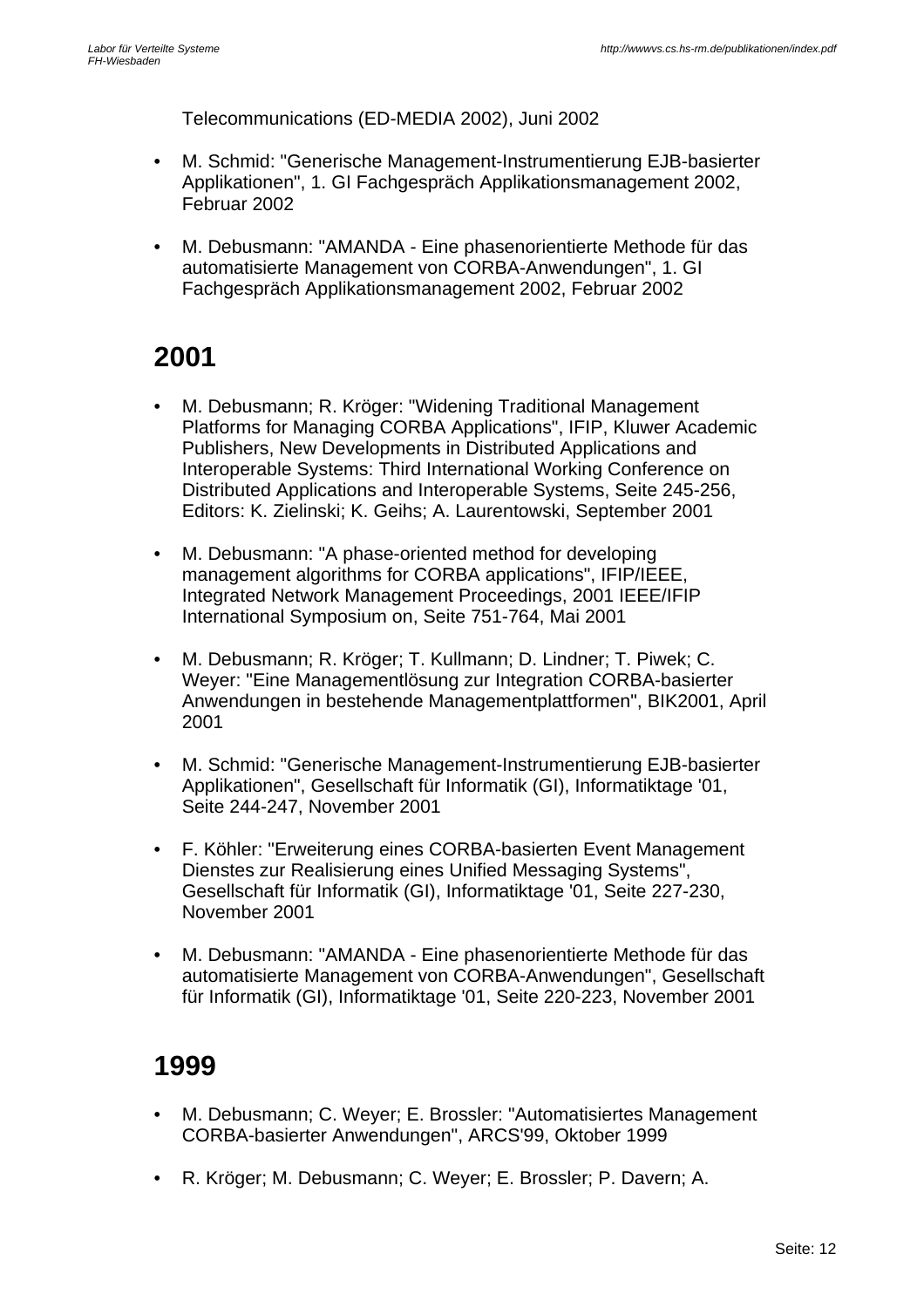Telecommunications (ED-MEDIA 2002), Juni 2002

- M. Schmid: "Generische Management-Instrumentierung EJB-basierter Applikationen", 1. GI Fachgespräch Applikationsmanagement 2002, Februar 2002

- M. Debusmann: "AMANDA - Eine phasenorientierte Methode für das automatisierte Management von CORBA-Anwendungen", 1. GI Fachgespräch Applikationsmanagement 2002, Februar 2002

## 2001

- M. Debusmann; R. Kröger: "Widening Traditional Management Platforms for Managing CORBA Applications", IFIP, Kluwer Academic Publishers, New Developments in Distributed Applications and Interoperable Systems: Third International Working Conference on Distributed Applications and Interoperable Systems, Seite 245-256, Editors: K. Zielinski; K. Geihs; A. Laurentowski, September 2001

- M. Debusmann: "A phase-oriented method for developing management algorithms for CORBA applications", IFIP/IEEE, Integrated Network Management Proceedings, 2001 IEEE/IFIP International Symposium on, Seite 751-764, Mai 2001

- M. Debusmann; R. Kröger; T. Kullmann; D. Lindner; T. Piwek; C. Weyer: "Eine Managementlösung zur Integration CORBA-basierter Anwendungen in bestehende Managementplattformen", BIK2001, April 2001

- M. Schmid: "Generische Management-Instrumentierung EJB-basierter Applikationen", Gesellschaft für Informatik (GI), Informatiktage '01, Seite 244-247, November 2001

- F. Köhler: "Erweiterung eines CORBA-basierten Event Management Dienstes zur Realisierung eines Unified Messaging Systems", Gesellschaft für Informatik (GI), Informatiktage '01, Seite 227-230, November 2001

- M. Debusmann: "AMANDA - Eine phasenorientierte Methode für das automatisierte Management von CORBA-Anwendungen", Gesellschaft für Informatik (GI), Informatiktage '01, Seite 220-223, November 2001

## 1999

- M. Debusmann; C. Weyer; E. Brossler: "Automatisiertes Management CORBA-basierter Anwendungen", ARCS'99, Oktober 1999

- R. Kröger; M. Debusmann; C. Weyer; E. Brossler; P. Davern; A.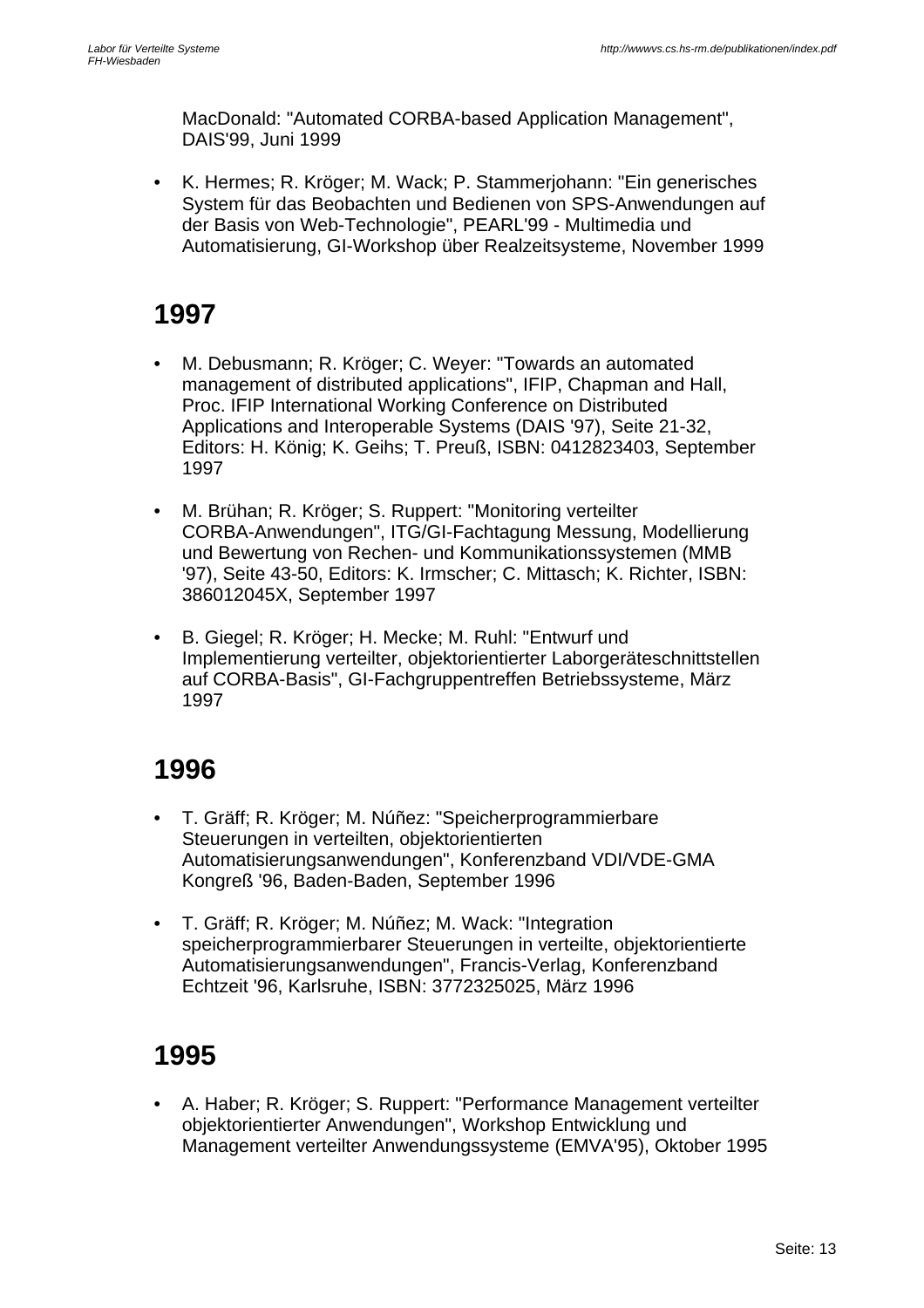MacDonald: "Automated CORBA-based Application Management", DAIS'99, Juni 1999

- K. Hermes; R. Kröger; M. Wack; P. Stammerjohann: "Ein generisches System für das Beobachten und Bedienen von SPS-Anwendungen auf der Basis von Web-Technologie", PEARL'99 - Multimedia und Automatisierung, GI-Workshop über Realzeitsysteme, November 1999

## 1997

- M. Debusmann; R. Kröger; C. Weyer: "Towards an automated management of distributed applications", IFIP, Chapman and Hall, Proc. IFIP International Working Conference on Distributed Applications and Interoperable Systems (DAIS '97), Seite 21-32, Editors: H. König; K. Geihs; T. Preuß, ISBN: 0412823403, September 1997

- M. Brühan; R. Kröger; S. Ruppert: "Monitoring verteilter CORBA-Anwendungen", ITG/GI-Fachtagung Messung, Modellierung und Bewertung von Rechen- und Kommunikationssystemen (MMB '97), Seite 43-50, Editors: K. Irmscher; C. Mittasch; K. Richter, ISBN: 386012045X, September 1997

- B. Giegel; R. Kröger; H. Mecke; M. Ruhl: "Entwurf und Implementierung verteilter, objektorientierter Laborgeräteschnittstellen auf CORBA-Basis", GI-Fachgruppentreffen Betriebssysteme, März 1997

## 1996

- T. Gräff; R. Kröger; M. Núñez: "Speicherprogrammierbare Steuerungen in verteilten, objektorientierten Automatisierungsanwendungen", Konferenzband VDI/VDE-GMA Kongreß '96, Baden-Baden, September 1996

- T. Gräff; R. Kröger; M. Núñez; M. Wack: "Integration speicherprogrammierbarer Steuerungen in verteilte, objektorientierte Automatisierungsanwendungen", Francis-Verlag, Konferenzband Echtzeit '96, Karlsruhe, ISBN: 3772325025, März 1996

## 1995

- A. Haber; R. Kröger; S. Ruppert: "Performance Management verteilter objektorientierter Anwendungen", Workshop Entwicklung und Management verteilter Anwendungssysteme (EMVA'95), Oktober 1995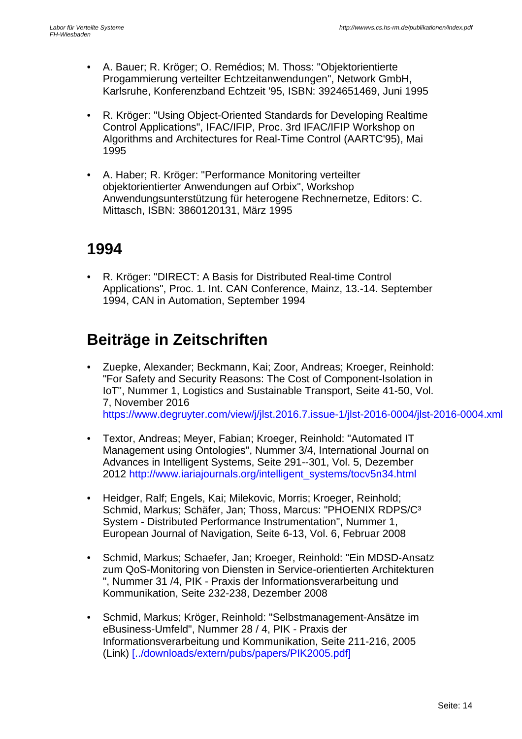- A. Bauer; R. Kröger; O. Remédios; M. Thoss: "Objektorientierte Progammierung verteilter Echtzeitanwendungen", Network GmbH, Karlsruhe, Konferenzband Echtzeit '95, ISBN: 3924651469, Juni 1995

- R. Kröger: "Using Object-Oriented Standards for Developing Realtime Control Applications", IFAC/IFIP, Proc. 3rd IFAC/IFIP Workshop on Algorithms and Architectures for Real-Time Control (AARTC'95), Mai 1995

- A. Haber; R. Kröger: "Performance Monitoring verteilter objektorientierter Anwendungen auf Orbix", Workshop Anwendungsunterstützung für heterogene Rechnernetze, Editors: C. Mittasch, ISBN: 3860120131, März 1995

## 1994

- R. Kröger: "DIRECT: A Basis for Distributed Real-time Control Applications", Proc. 1. Int. CAN Conference, Mainz, 13.-14. September 1994, CAN in Automation, September 1994

## Beiträge in Zeitschriften

- Zuepke, Alexander; Beckmann, Kai; Zoor, Andreas; Kroeger, Reinhold: "For Safety and Security Reasons: The Cost of Component-Isolation in IoT", Nummer 1, Logistics and Sustainable Transport, Seite 41-50, Vol. 7, November 2016 https://www.degruyter.com/view/j/jlst.2016.7.issue-1/jlst-2016-0004/jlst-2016-0004.xml

- Textor, Andreas; Meyer, Fabian; Kroeger, Reinhold: "Automated IT Management using Ontologies", Nummer 3/4, International Journal on Advances in Intelligent Systems, Seite 291--301, Vol. 5, Dezember 2012 http://www.iariajournals.org/intelligent_systems/tocv5n34.html

- Heidger, Ralf; Engels, Kai; Milekovic, Morris; Kroeger, Reinhold; Schmid, Markus; Schäfer, Jan; Thoss, Marcus: "PHOENIX RDPS/C³ System - Distributed Performance Instrumentation", Nummer 1, European Journal of Navigation, Seite 6-13, Vol. 6, Februar 2008

- Schmid, Markus; Schaefer, Jan; Kroeger, Reinhold: "Ein MDSD-Ansatz zum QoS-Monitoring von Diensten in Service-orientierten Architekturen ", Nummer 31 /4, PIK - Praxis der Informationsverarbeitung und Kommunikation, Seite 232-238, Dezember 2008

- Schmid, Markus; Kröger, Reinhold: "Selbstmanagement-Ansätze im eBusiness-Umfeld", Nummer 28 / 4, PIK - Praxis der Informationsverarbeitung und Kommunikation, Seite 211-216, 2005 (Link) [../downloads/extern/pubs/papers/PIK2005.pdf]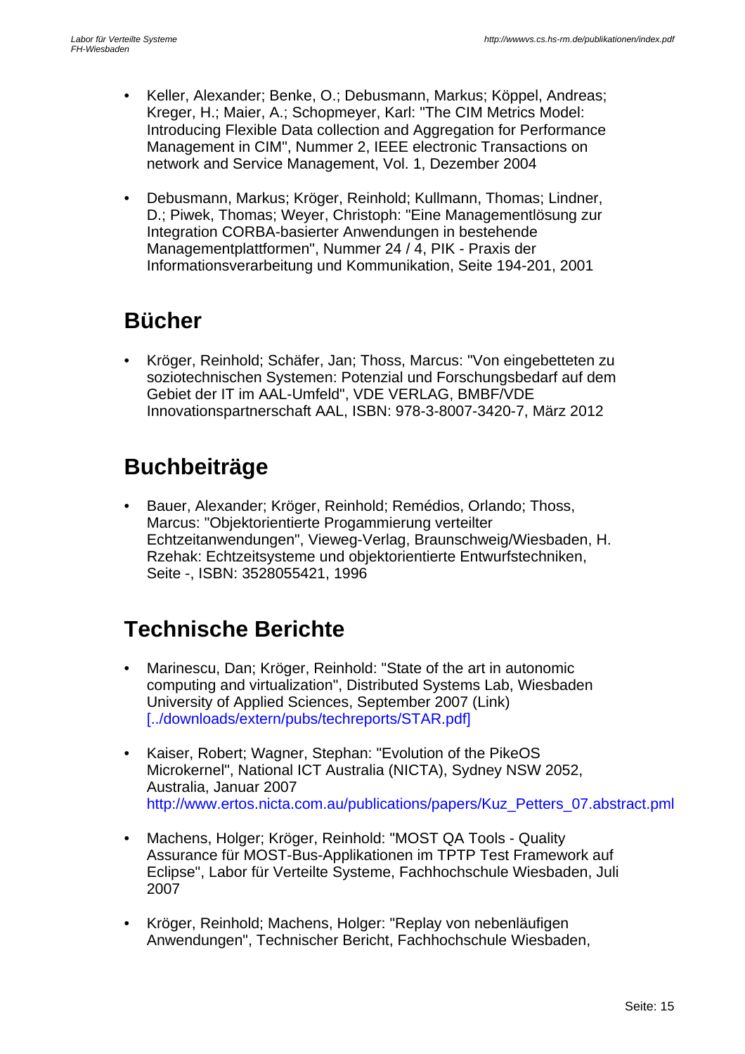- Keller, Alexander; Benke, O.; Debusmann, Markus; Köppel, Andreas; Kreger, H.; Maier, A.; Schopmeyer, Karl: "The CIM Metrics Model: Introducing Flexible Data collection and Aggregation for Performance Management in CIM", Nummer 2, IEEE electronic Transactions on network and Service Management, Vol. 1, Dezember 2004

- Debusmann, Markus; Kröger, Reinhold; Kullmann, Thomas; Lindner, D.; Piwek, Thomas; Weyer, Christoph: "Eine Managementlösung zur Integration CORBA-basierter Anwendungen in bestehende Managementplattformen", Nummer 24 / 4, PIK - Praxis der Informationsverarbeitung und Kommunikation, Seite 194-201, 2001

## Bücher

- Kröger, Reinhold; Schäfer, Jan; Thoss, Marcus: "Von eingebetteten zu soziotechnischen Systemen: Potenzial und Forschungsbedarf auf dem Gebiet der IT im AAL-Umfeld", VDE VERLAG, BMBF/VDE Innovationspartnerschaft AAL, ISBN: 978-3-8007-3420-7, März 2012

## Buchbeiträge

- Bauer, Alexander; Kröger, Reinhold; Remédios, Orlando; Thoss, Marcus: "Objektorientierte Progammierung verteilter Echtzeitanwendungen", Vieweg-Verlag, Braunschweig/Wiesbaden, H. Rzehak: Echtzeitsysteme und objektorientierte Entwurfstechniken, Seite -, ISBN: 3528055421, 1996

## Technische Berichte

- Marinescu, Dan; Kröger, Reinhold: "State of the art in autonomic computing and virtualization", Distributed Systems Lab, Wiesbaden University of Applied Sciences, September 2007 (Link) [../downloads/extern/pubs/techreports/STAR.pdf]

- Kaiser, Robert; Wagner, Stephan: "Evolution of the PikeOS Microkernel", National ICT Australia (NICTA), Sydney NSW 2052, Australia, Januar 2007 http://www.ertos.nicta.com.au/publications/papers/Kuz_Petters_07.abstract.pml

- Machens, Holger; Kröger, Reinhold: "MOST QA Tools - Quality Assurance für MOST-Bus-Applikationen im TPTP Test Framework auf Eclipse", Labor für Verteilte Systeme, Fachhochschule Wiesbaden, Juli 2007

- Kröger, Reinhold; Machens, Holger: "Replay von nebenläufigen Anwendungen", Technischer Bericht, Fachhochschule Wiesbaden,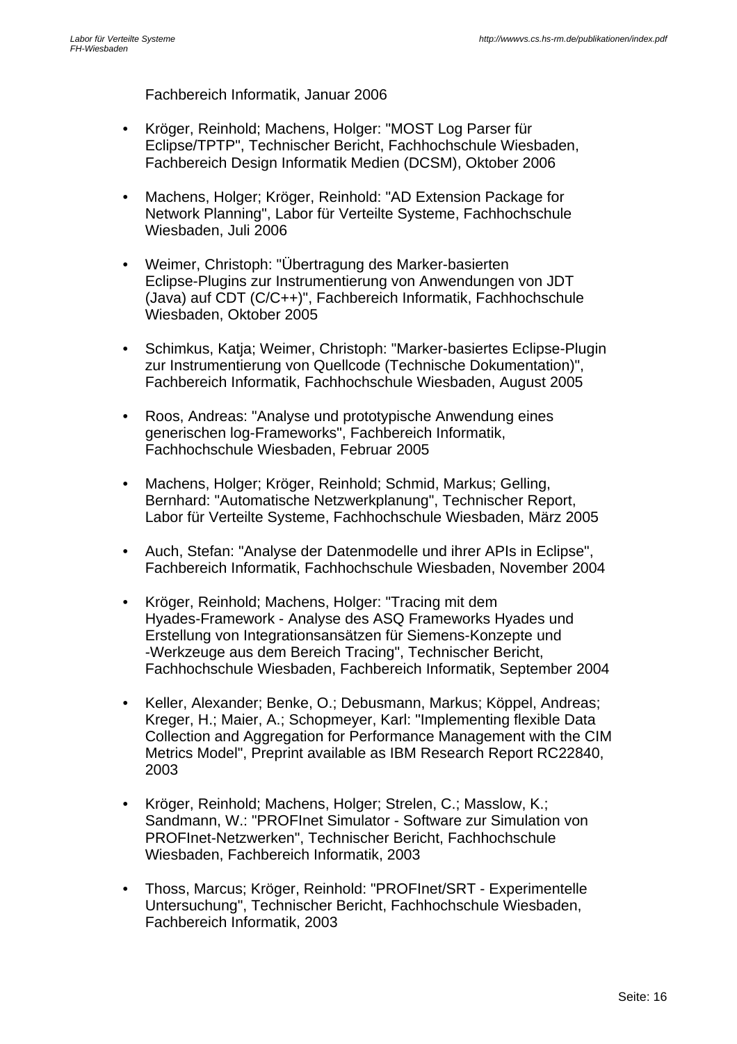Fachbereich Informatik, Januar 2006

- Kröger, Reinhold; Machens, Holger: "MOST Log Parser für Eclipse/TPTP", Technischer Bericht, Fachhochschule Wiesbaden, Fachbereich Design Informatik Medien (DCSM), Oktober 2006

- Machens, Holger; Kröger, Reinhold: "AD Extension Package for Network Planning", Labor für Verteilte Systeme, Fachhochschule Wiesbaden, Juli 2006

- Weimer, Christoph: "Übertragung des Marker-basierten Eclipse-Plugins zur Instrumentierung von Anwendungen von JDT (Java) auf CDT (C/C++)", Fachbereich Informatik, Fachhochschule Wiesbaden, Oktober 2005

- Schimkus, Katja; Weimer, Christoph: "Marker-basiertes Eclipse-Plugin zur Instrumentierung von Quellcode (Technische Dokumentation)", Fachbereich Informatik, Fachhochschule Wiesbaden, August 2005

- Roos, Andreas: "Analyse und prototypische Anwendung eines generischen log-Frameworks", Fachbereich Informatik, Fachhochschule Wiesbaden, Februar 2005

- Machens, Holger; Kröger, Reinhold; Schmid, Markus; Gelling, Bernhard: "Automatische Netzwerkplanung", Technischer Report, Labor für Verteilte Systeme, Fachhochschule Wiesbaden, März 2005

- Auch, Stefan: "Analyse der Datenmodelle und ihrer APIs in Eclipse", Fachbereich Informatik, Fachhochschule Wiesbaden, November 2004

- Kröger, Reinhold; Machens, Holger: "Tracing mit dem Hyades-Framework - Analyse des ASQ Frameworks Hyades und Erstellung von Integrationsansätzen für Siemens-Konzepte und -Werkzeuge aus dem Bereich Tracing", Technischer Bericht, Fachhochschule Wiesbaden, Fachbereich Informatik, September 2004

- Keller, Alexander; Benke, O.; Debusmann, Markus; Köppel, Andreas; Kreger, H.; Maier, A.; Schopmeyer, Karl: "Implementing flexible Data Collection and Aggregation for Performance Management with the CIM Metrics Model", Preprint available as IBM Research Report RC22840, 2003

- Kröger, Reinhold; Machens, Holger; Strelen, C.; Masslow, K.; Sandmann, W.: "PROFInet Simulator - Software zur Simulation von PROFInet-Netzwerken", Technischer Bericht, Fachhochschule Wiesbaden, Fachbereich Informatik, 2003

- Thoss, Marcus; Kröger, Reinhold: "PROFInet/SRT - Experimentelle Untersuchung", Technischer Bericht, Fachhochschule Wiesbaden, Fachbereich Informatik, 2003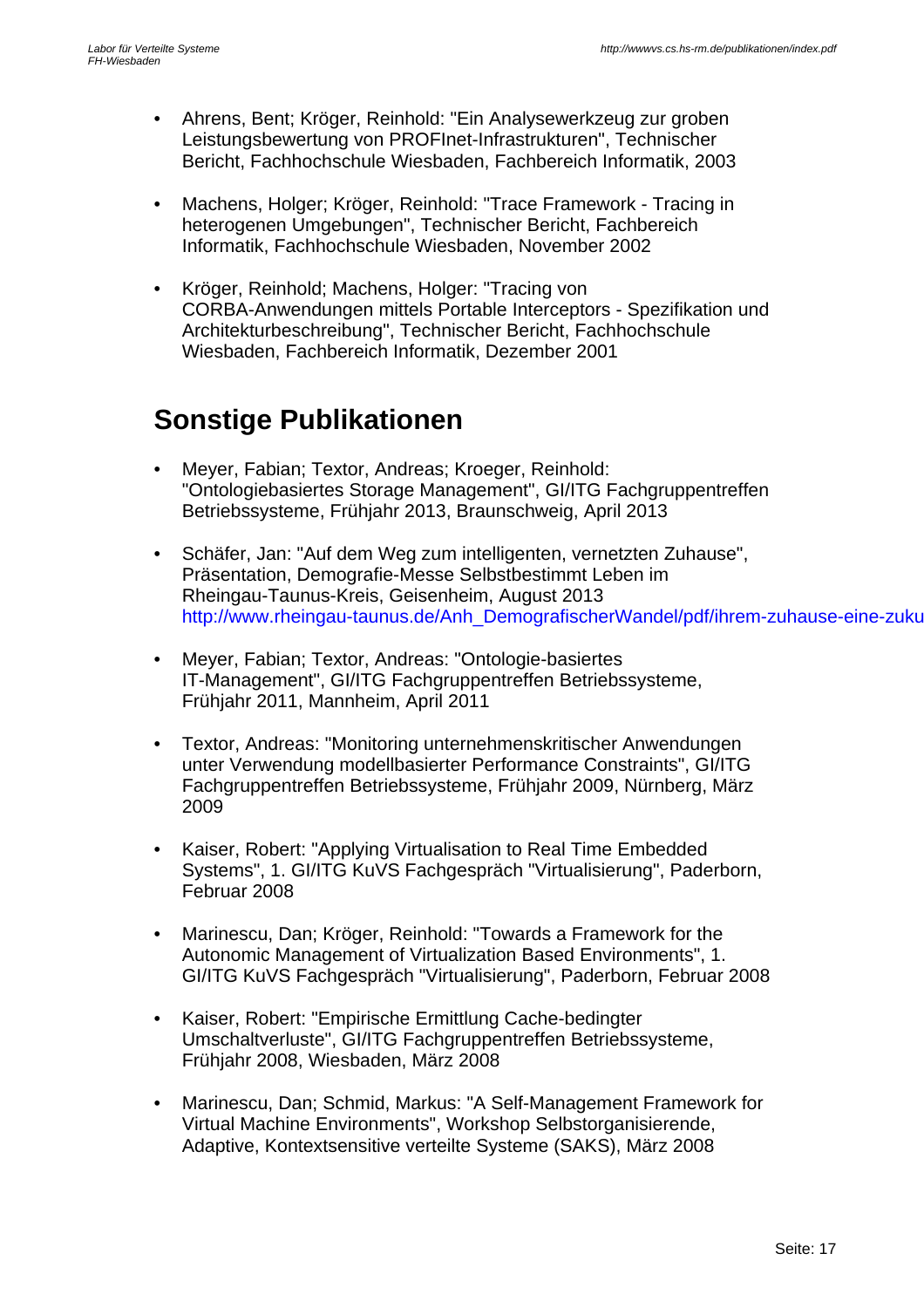- Ahrens, Bent; Kröger, Reinhold: "Ein Analysewerkzeug zur groben Leistungsbewertung von PROFInet-Infrastrukturen", Technischer Bericht, Fachhochschule Wiesbaden, Fachbereich Informatik, 2003

- Machens, Holger; Kröger, Reinhold: "Trace Framework - Tracing in heterogenen Umgebungen", Technischer Bericht, Fachbereich Informatik, Fachhochschule Wiesbaden, November 2002

- Kröger, Reinhold; Machens, Holger: "Tracing von CORBA-Anwendungen mittels Portable Interceptors - Spezifikation und Architekturbeschreibung", Technischer Bericht, Fachhochschule Wiesbaden, Fachbereich Informatik, Dezember 2001

## Sonstige Publikationen

- Meyer, Fabian; Textor, Andreas; Kroeger, Reinhold: "Ontologiebasiertes Storage Management", GI/ITG Fachgruppentreffen Betriebssysteme, Frühjahr 2013, Braunschweig, April 2013

- Schäfer, Jan: "Auf dem Weg zum intelligenten, vernetzten Zuhause", Präsentation, Demografie-Messe Selbstbestimmt Leben im Rheingau-Taunus-Kreis, Geisenheim, August 2013 http://www.rheingau-taunus.de/Anh_DemografischerWandel/pdf/ihrem-zuhause-eine-zuku

- Meyer, Fabian; Textor, Andreas: "Ontologie-basiertes IT-Management", GI/ITG Fachgruppentreffen Betriebssysteme, Frühjahr 2011, Mannheim, April 2011

- Textor, Andreas: "Monitoring unternehmenskritischer Anwendungen unter Verwendung modellbasierter Performance Constraints", GI/ITG Fachgruppentreffen Betriebssysteme, Frühjahr 2009, Nürnberg, März 2009

- Kaiser, Robert: "Applying Virtualisation to Real Time Embedded Systems", 1. GI/ITG KuVS Fachgespräch "Virtualisierung", Paderborn, Februar 2008

- Marinescu, Dan; Kröger, Reinhold: "Towards a Framework for the Autonomic Management of Virtualization Based Environments", 1. GI/ITG KuVS Fachgespräch "Virtualisierung", Paderborn, Februar 2008

- Kaiser, Robert: "Empirische Ermittlung Cache-bedingter Umschaltverluste", GI/ITG Fachgruppentreffen Betriebssysteme, Frühjahr 2008, Wiesbaden, März 2008

- Marinescu, Dan; Schmid, Markus: "A Self-Management Framework for Virtual Machine Environments", Workshop Selbstorganisierende, Adaptive, Kontextsensitive verteilte Systeme (SAKS), März 2008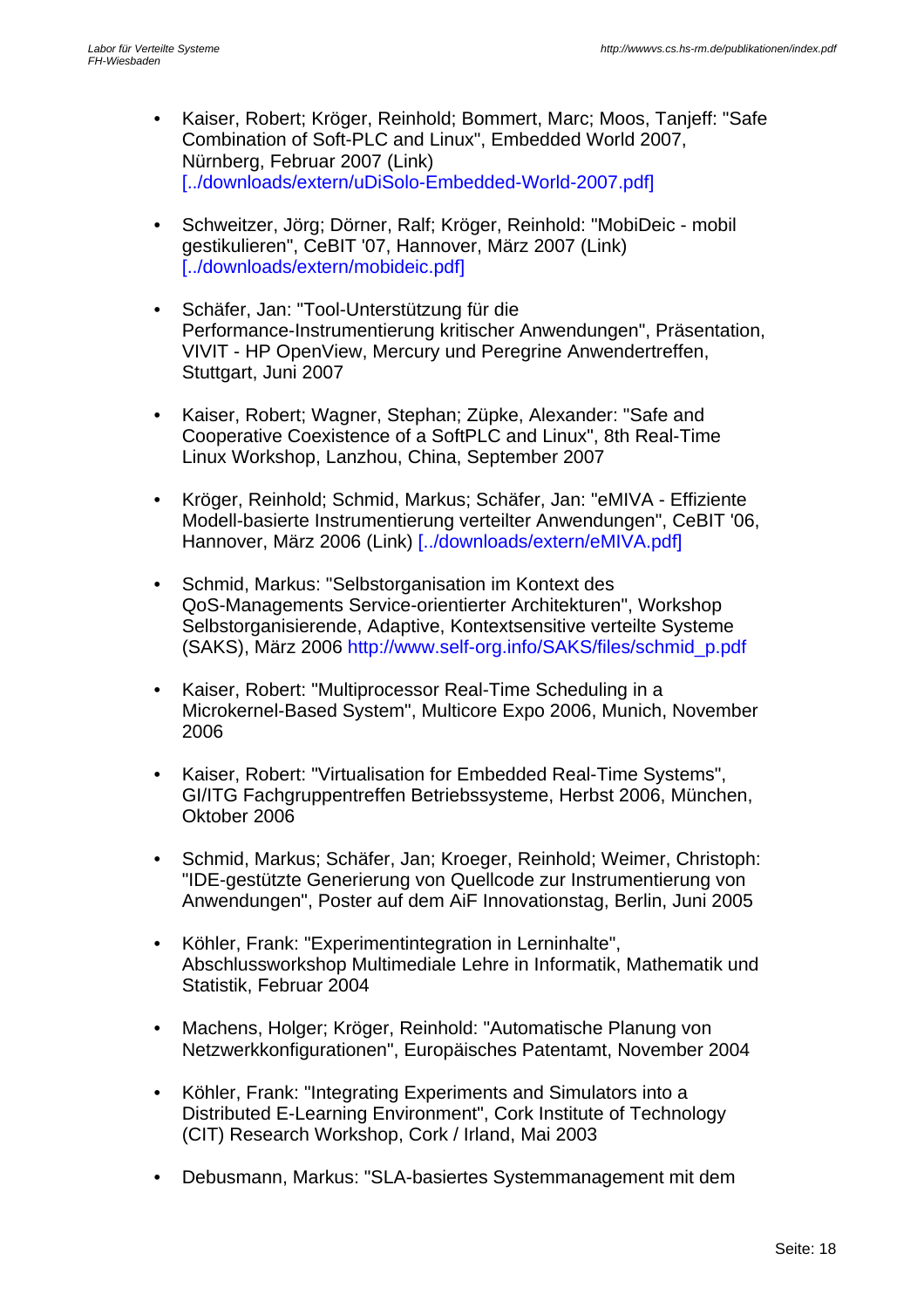- Kaiser, Robert; Kröger, Reinhold; Bommert, Marc; Moos, Tanjeff: "Safe Combination of Soft-PLC and Linux", Embedded World 2007, Nürnberg, Februar 2007 (Link) [../downloads/extern/uDiSolo-Embedded-World-2007.pdf]

- Schweitzer, Jörg; Dörner, Ralf; Kröger, Reinhold: "MobiDeic - mobil gestikulieren", CeBIT '07, Hannover, März 2007 (Link) [../downloads/extern/mobideic.pdf]

- Schäfer, Jan: "Tool-Unterstützung für die Performance-Instrumentierung kritischer Anwendungen", Präsentation, VIVIT - HP OpenView, Mercury und Peregrine Anwendertreffen, Stuttgart, Juni 2007

- Kaiser, Robert; Wagner, Stephan; Züpke, Alexander: "Safe and Cooperative Coexistence of a SoftPLC and Linux", 8th Real-Time Linux Workshop, Lanzhou, China, September 2007

- Kröger, Reinhold; Schmid, Markus; Schäfer, Jan: "eMIVA - Effiziente Modell-basierte Instrumentierung verteilter Anwendungen", CeBIT '06, Hannover, März 2006 (Link) [../downloads/extern/eMIVA.pdf]

- Schmid, Markus: "Selbstorganisation im Kontext des QoS-Managements Service-orientierter Architekturen", Workshop Selbstorganisierende, Adaptive, Kontextsensitive verteilte Systeme (SAKS), März 2006 http://www.self-org.info/SAKS/files/schmid_p.pdf

- Kaiser, Robert: "Multiprocessor Real-Time Scheduling in a Microkernel-Based System", Multicore Expo 2006, Munich, November 2006

- Kaiser, Robert: "Virtualisation for Embedded Real-Time Systems", GI/ITG Fachgruppentreffen Betriebssysteme, Herbst 2006, München, Oktober 2006

- Schmid, Markus; Schäfer, Jan; Kroeger, Reinhold; Weimer, Christoph: "IDE-gestützte Generierung von Quellcode zur Instrumentierung von Anwendungen", Poster auf dem AiF Innovationstag, Berlin, Juni 2005

- Köhler, Frank: "Experimentintegration in Lerninhalte", Abschlussworkshop Multimediale Lehre in Informatik, Mathematik und Statistik, Februar 2004

- Machens, Holger; Kröger, Reinhold: "Automatische Planung von Netzwerkkonfigurationen", Europäisches Patentamt, November 2004

- Köhler, Frank: "Integrating Experiments and Simulators into a Distributed E-Learning Environment", Cork Institute of Technology (CIT) Research Workshop, Cork / Irland, Mai 2003

- Debusmann, Markus: "SLA-basiertes Systemmanagement mit dem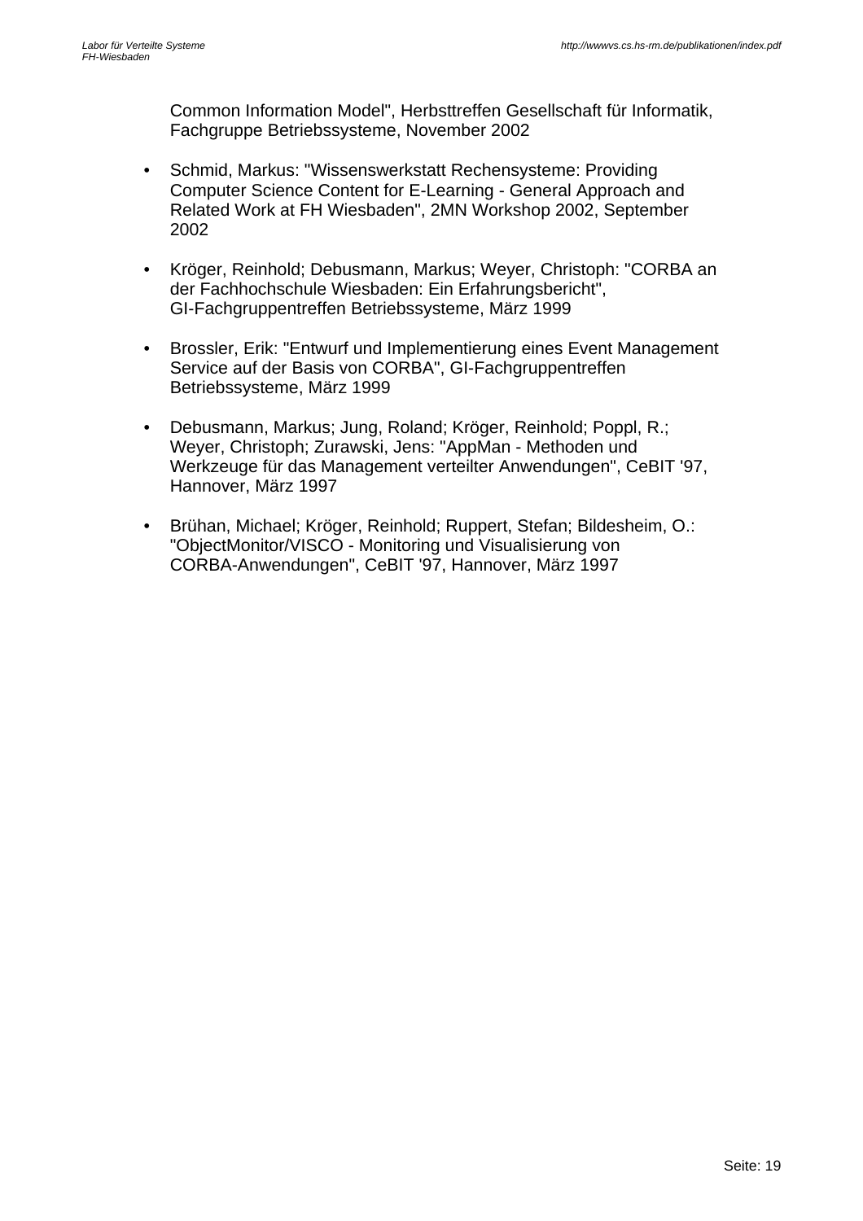Common Information Model", Herbsttreffen Gesellschaft für Informatik, Fachgruppe Betriebssysteme, November 2002

- Schmid, Markus: "Wissenswerkstatt Rechensysteme: Providing Computer Science Content for E-Learning - General Approach and Related Work at FH Wiesbaden", 2MN Workshop 2002, September 2002

- Kröger, Reinhold; Debusmann, Markus; Weyer, Christoph: "CORBA an der Fachhochschule Wiesbaden: Ein Erfahrungsbericht", GI-Fachgruppentreffen Betriebssysteme, März 1999

- Brossler, Erik: "Entwurf und Implementierung eines Event Management Service auf der Basis von CORBA", GI-Fachgruppentreffen Betriebssysteme, März 1999

- Debusmann, Markus; Jung, Roland; Kröger, Reinhold; Poppl, R.; Weyer, Christoph; Zurawski, Jens: "AppMan - Methoden und Werkzeuge für das Management verteilter Anwendungen", CeBIT '97, Hannover, März 1997

- Brühan, Michael; Kröger, Reinhold; Ruppert, Stefan; Bildesheim, O.: "ObjectMonitor/VISCO - Monitoring und Visualisierung von CORBA-Anwendungen", CeBIT '97, Hannover, März 1997